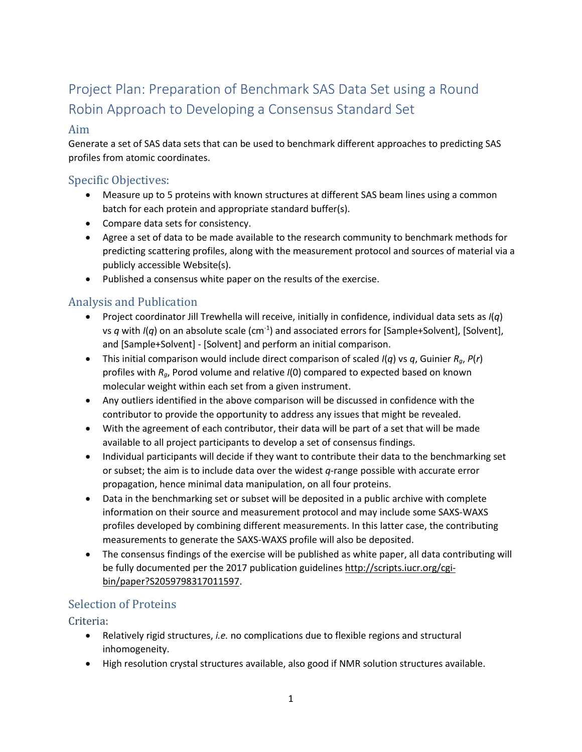# Project Plan: Preparation of Benchmark SAS Data Set using a Round Robin Approach to Developing a Consensus Standard Set

## Aim

Generate a set of SAS data sets that can be used to benchmark different approaches to predicting SAS profiles from atomic coordinates.

## Specific Objectives:

- Measure up to 5 proteins with known structures at different SAS beam lines using a common batch for each protein and appropriate standard buffer(s).
- Compare data sets for consistency.
- Agree a set of data to be made available to the research community to benchmark methods for predicting scattering profiles, along with the measurement protocol and sources of material via a publicly accessible Website(s).
- Published a consensus white paper on the results of the exercise.

## Analysis and Publication

- Project coordinator Jill Trewhella will receive, initially in confidence, individual data sets as *I*(*q*) vs *q* with *I*(*q*) on an absolute scale ($cm^{-1}$) and associated errors for [Sample+Solvent], [Solvent], and [Sample+Solvent] - [Solvent] and perform an initial comparison.
- This initial comparison would include direct comparison of scaled *I*(*q*) vs *q*, Guinier $R_g$, *P*(*r*) profiles with $R_g$, Porod volume and relative *I*(0) compared to expected based on known molecular weight within each set from a given instrument.
- Any outliers identified in the above comparison will be discussed in confidence with the contributor to provide the opportunity to address any issues that might be revealed.
- With the agreement of each contributor, their data will be part of a set that will be made available to all project participants to develop a set of consensus findings.
- Individual participants will decide if they want to contribute their data to the benchmarking set or subset; the aim is to include data over the widest *q*-range possible with accurate error propagation, hence minimal data manipulation, on all four proteins.
- Data in the benchmarking set or subset will be deposited in a public archive with complete information on their source and measurement protocol and may include some SAXS-WAXS profiles developed by combining different measurements. In this latter case, the contributing measurements to generate the SAXS-WAXS profile will also be deposited.
- The consensus findings of the exercise will be published as white paper, all data contributing will be fully documented per the 2017 publication guidelines http://scripts.iucr.org/cgi-bin/paper?S2059798317011597.

## Selection of Proteins

### Criteria:

- Relatively rigid structures, *i.e.* no complications due to flexible regions and structural inhomogeneity.
- High resolution crystal structures available, also good if NMR solution structures available.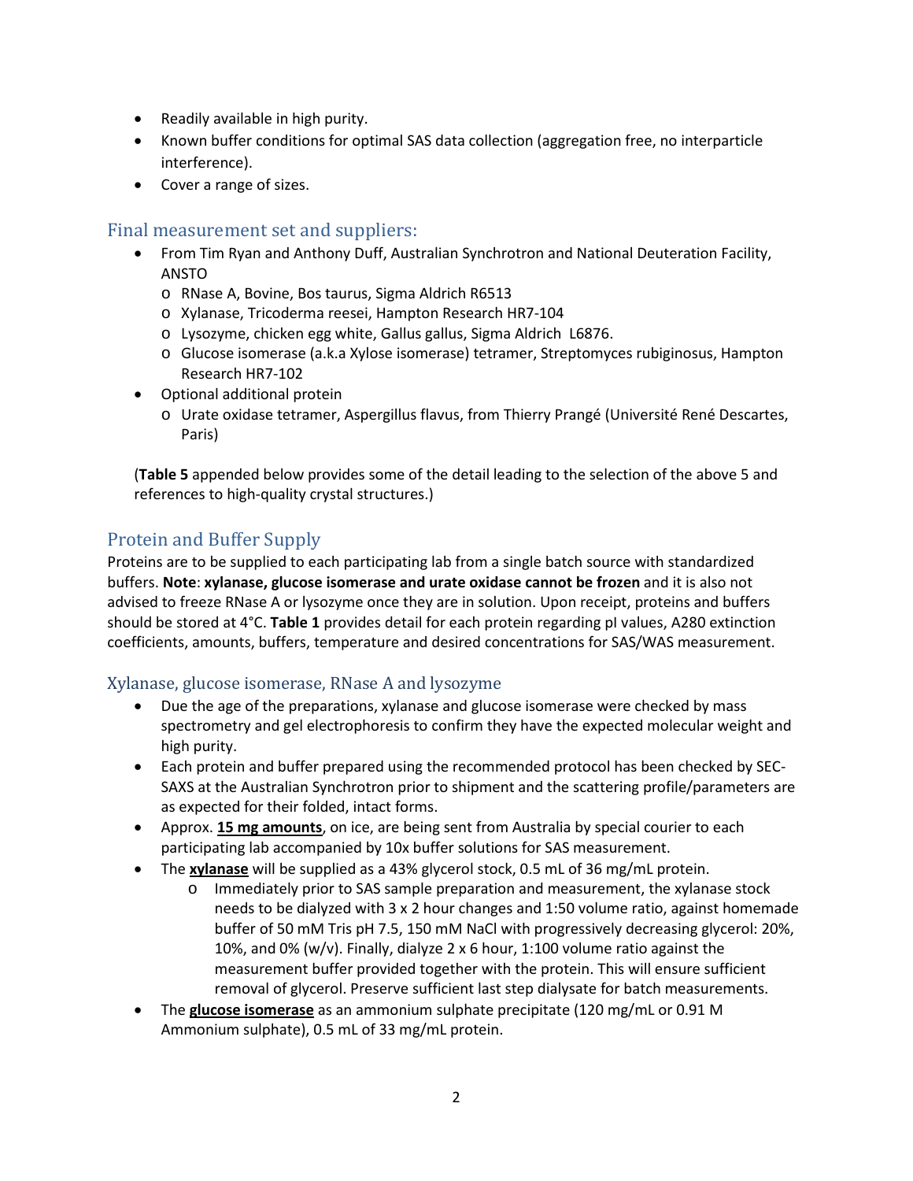- Readily available in high purity.
- Known buffer conditions for optimal SAS data collection (aggregation free, no interparticle interference).
- Cover a range of sizes.

## Final measurement set and suppliers:

- From Tim Ryan and Anthony Duff, Australian Synchrotron and National Deuteration Facility, ANSTO
  - RNase A, Bovine, Bos taurus, Sigma Aldrich R6513
  - Xylanase, Tricoderma reesei, Hampton Research HR7-104
  - Lysozyme, chicken egg white, Gallus gallus, Sigma Aldrich L6876.
  - Glucose isomerase (a.k.a Xylose isomerase) tetramer, Streptomyces rubiginosus, Hampton Research HR7-102
- Optional additional protein
  - Urate oxidase tetramer, Aspergillus flavus, from Thierry Prangé (Université René Descartes, Paris)

(**Table 5** appended below provides some of the detail leading to the selection of the above 5 and references to high-quality crystal structures.)

## Protein and Buffer Supply

Proteins are to be supplied to each participating lab from a single batch source with standardized buffers. **Note**: **xylanase, glucose isomerase and urate oxidase cannot be frozen** and it is also not advised to freeze RNase A or lysozyme once they are in solution. Upon receipt, proteins and buffers should be stored at 4°C. **Table 1** provides detail for each protein regarding pI values, A280 extinction coefficients, amounts, buffers, temperature and desired concentrations for SAS/WAS measurement.

### Xylanase, glucose isomerase, RNase A and lysozyme

- Due the age of the preparations, xylanase and glucose isomerase were checked by mass spectrometry and gel electrophoresis to confirm they have the expected molecular weight and high purity.
- Each protein and buffer prepared using the recommended protocol has been checked by SEC-SAXS at the Australian Synchrotron prior to shipment and the scattering profile/parameters are as expected for their folded, intact forms.
- Approx. **15 mg amounts**, on ice, are being sent from Australia by special courier to each participating lab accompanied by 10x buffer solutions for SAS measurement.
- The **xylanase** will be supplied as a 43% glycerol stock, 0.5 mL of 36 mg/mL protein.
  - Immediately prior to SAS sample preparation and measurement, the xylanase stock needs to be dialyzed with 3 x 2 hour changes and 1:50 volume ratio, against homemade buffer of 50 mM Tris pH 7.5, 150 mM NaCl with progressively decreasing glycerol: 20%, 10%, and 0% (w/v). Finally, dialyze 2 x 6 hour, 1:100 volume ratio against the measurement buffer provided together with the protein. This will ensure sufficient removal of glycerol. Preserve sufficient last step dialysate for batch measurements.
- The **glucose isomerase** as an ammonium sulphate precipitate (120 mg/mL or 0.91 M Ammonium sulphate), 0.5 mL of 33 mg/mL protein.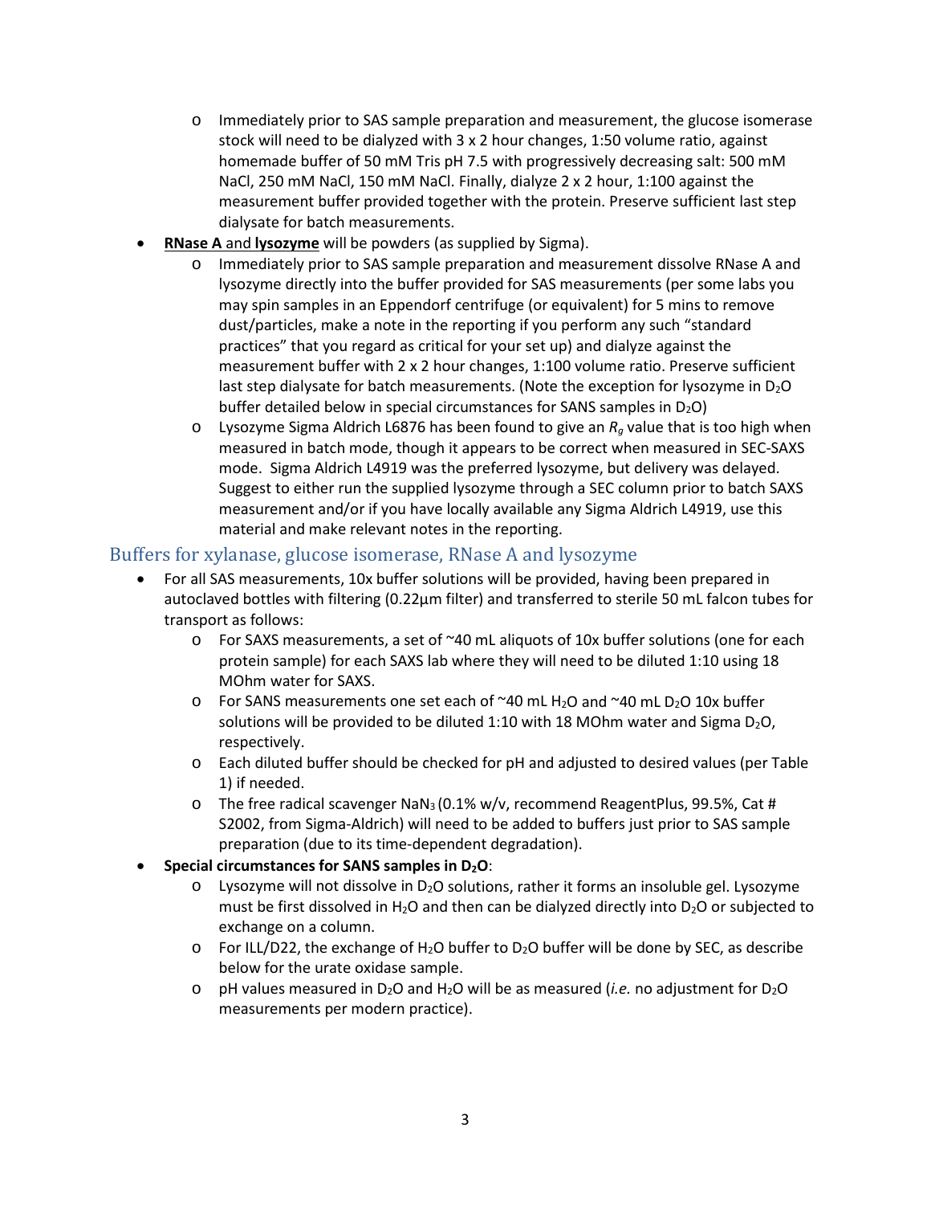- Immediately prior to SAS sample preparation and measurement, the glucose isomerase stock will need to be dialyzed with 3 x 2 hour changes, 1:50 volume ratio, against homemade buffer of 50 mM Tris pH 7.5 with progressively decreasing salt: 500 mM NaCl, 250 mM NaCl, 150 mM NaCl. Finally, dialyze 2 x 2 hour, 1:100 against the measurement buffer provided together with the protein. Preserve sufficient last step dialysate for batch measurements.
- **<u>RNase A</u>** and **<u>lysozyme</u>** will be powders (as supplied by Sigma).
  - Immediately prior to SAS sample preparation and measurement dissolve RNase A and lysozyme directly into the buffer provided for SAS measurements (per some labs you may spin samples in an Eppendorf centrifuge (or equivalent) for 5 mins to remove dust/particles, make a note in the reporting if you perform any such "standard practices" that you regard as critical for your set up) and dialyze against the measurement buffer with 2 x 2 hour changes, 1:100 volume ratio. Preserve sufficient last step dialysate for batch measurements. (Note the exception for lysozyme in $D_2O$ buffer detailed below in special circumstances for SANS samples in $D_2O$)
  - Lysozyme Sigma Aldrich L6876 has been found to give an $R_g$ value that is too high when measured in batch mode, though it appears to be correct when measured in SEC-SAXS mode. Sigma Aldrich L4919 was the preferred lysozyme, but delivery was delayed. Suggest to either run the supplied lysozyme through a SEC column prior to batch SAXS measurement and/or if you have locally available any Sigma Aldrich L4919, use this material and make relevant notes in the reporting.

## Buffers for xylanase, glucose isomerase, RNase A and lysozyme

- For all SAS measurements, 10x buffer solutions will be provided, having been prepared in autoclaved bottles with filtering (0.22µm filter) and transferred to sterile 50 mL falcon tubes for transport as follows:
  - For SAXS measurements, a set of ~40 mL aliquots of 10x buffer solutions (one for each protein sample) for each SAXS lab where they will need to be diluted 1:10 using 18 MOhm water for SAXS.
  - For SANS measurements one set each of ~40 mL $H_2O$ and ~40 mL $D_2O$ 10x buffer solutions will be provided to be diluted 1:10 with 18 MOhm water and Sigma $D_2O$, respectively.
  - Each diluted buffer should be checked for pH and adjusted to desired values (per Table 1) if needed.
  - The free radical scavenger $NaN_3$ (0.1% w/v, recommend ReagentPlus, 99.5%, Cat # S2002, from Sigma-Aldrich) will need to be added to buffers just prior to SAS sample preparation (due to its time-dependent degradation).
- **Special circumstances for SANS samples in $D_2O$**:
  - Lysozyme will not dissolve in $D_2O$ solutions, rather it forms an insoluble gel. Lysozyme must be first dissolved in $H_2O$ and then can be dialyzed directly into $D_2O$ or subjected to exchange on a column.
  - For ILL/D22, the exchange of $H_2O$ buffer to $D_2O$ buffer will be done by SEC, as describe below for the urate oxidase sample.
  - pH values measured in $D_2O$ and $H_2O$ will be as measured (*i.e.* no adjustment for $D_2O$ measurements per modern practice).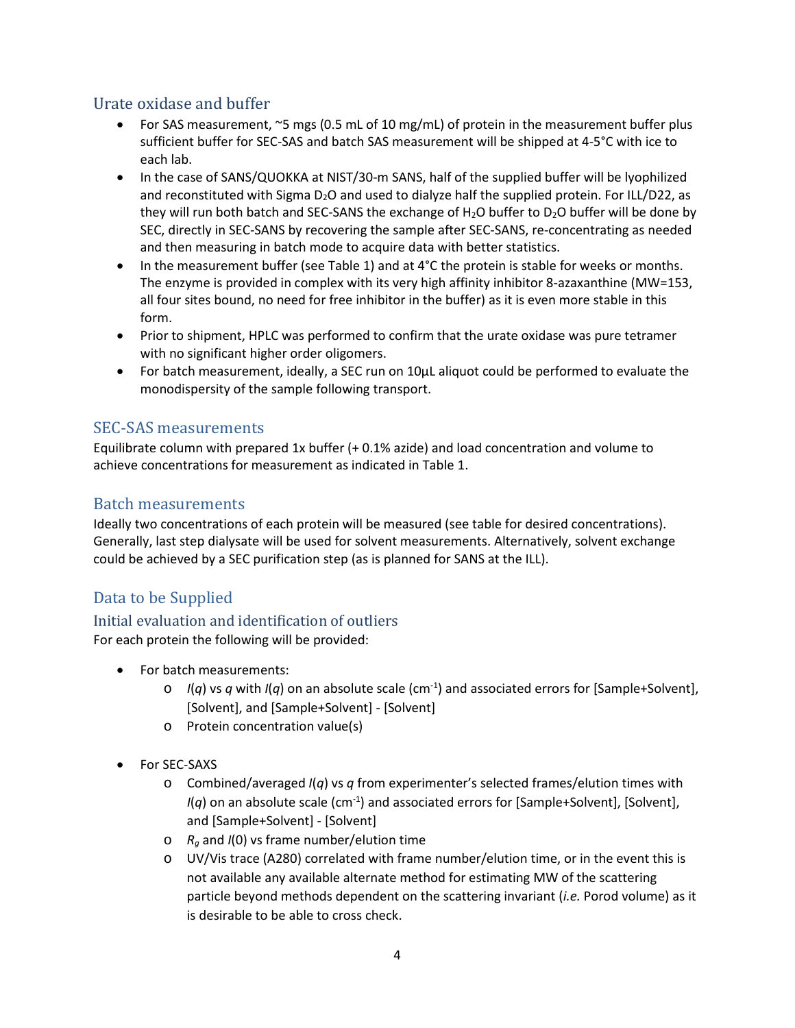## Urate oxidase and buffer

- For SAS measurement, ~5 mgs (0.5 mL of 10 mg/mL) of protein in the measurement buffer plus sufficient buffer for SEC-SAS and batch SAS measurement will be shipped at 4-5°C with ice to each lab.
- In the case of SANS/QUOKKA at NIST/30-m SANS, half of the supplied buffer will be lyophilized and reconstituted with Sigma $D_2O$ and used to dialyze half the supplied protein. For ILL/D22, as they will run both batch and SEC-SANS the exchange of $H_2O$ buffer to $D_2O$ buffer will be done by SEC, directly in SEC-SANS by recovering the sample after SEC-SANS, re-concentrating as needed and then measuring in batch mode to acquire data with better statistics.
- In the measurement buffer (see Table 1) and at 4°C the protein is stable for weeks or months. The enzyme is provided in complex with its very high affinity inhibitor 8-azaxanthine (MW=153, all four sites bound, no need for free inhibitor in the buffer) as it is even more stable in this form.
- Prior to shipment, HPLC was performed to confirm that the urate oxidase was pure tetramer with no significant higher order oligomers.
- For batch measurement, ideally, a SEC run on 10µL aliquot could be performed to evaluate the monodispersity of the sample following transport.

## SEC-SAS measurements

Equilibrate column with prepared 1x buffer (+ 0.1% azide) and load concentration and volume to achieve concentrations for measurement as indicated in Table 1.

## Batch measurements

Ideally two concentrations of each protein will be measured (see table for desired concentrations). Generally, last step dialysate will be used for solvent measurements. Alternatively, solvent exchange could be achieved by a SEC purification step (as is planned for SANS at the ILL).

## Data to be Supplied

### Initial evaluation and identification of outliers

For each protein the following will be provided:

- For batch measurements:
  - $I(q)$ vs $q$ with $I(q)$ on an absolute scale ($cm^{-1}$) and associated errors for [Sample+Solvent], [Solvent], and [Sample+Solvent] - [Solvent]
  - Protein concentration value(s)

- For SEC-SAXS
  - Combined/averaged $I(q)$ vs $q$ from experimenter's selected frames/elution times with $I(q)$ on an absolute scale ($cm^{-1}$) and associated errors for [Sample+Solvent], [Solvent], and [Sample+Solvent] - [Solvent]
  - $R_g$ and $I(0)$ vs frame number/elution time
  - UV/Vis trace (A280) correlated with frame number/elution time, or in the event this is not available any available alternate method for estimating MW of the scattering particle beyond methods dependent on the scattering invariant (*i.e.* Porod volume) as it is desirable to be able to cross check.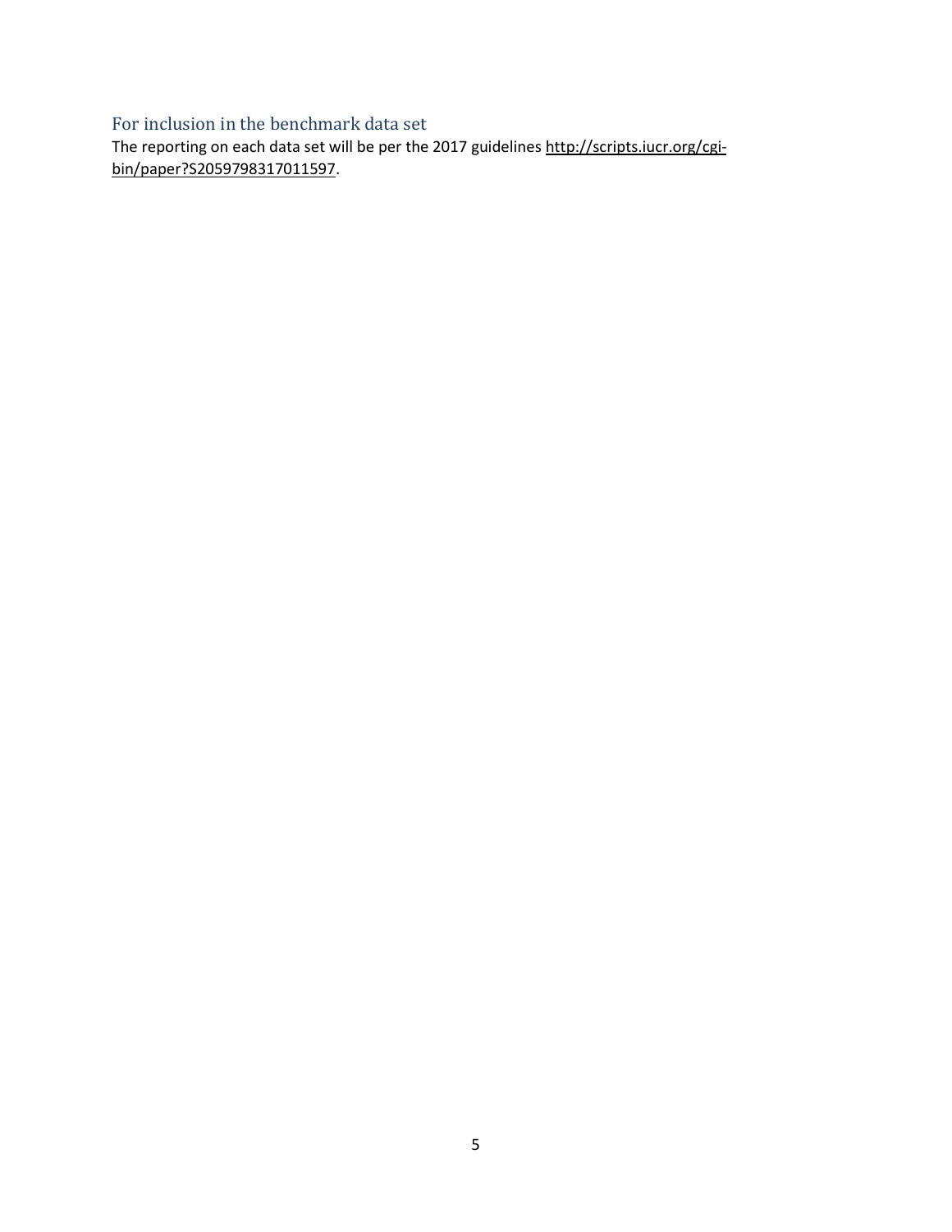## For inclusion in the benchmark data set

The reporting on each data set will be per the 2017 guidelines [http://scripts.iucr.org/cgi-bin/paper?S2059798317011597](http://scripts.iucr.org/cgi-bin/paper?S2059798317011597).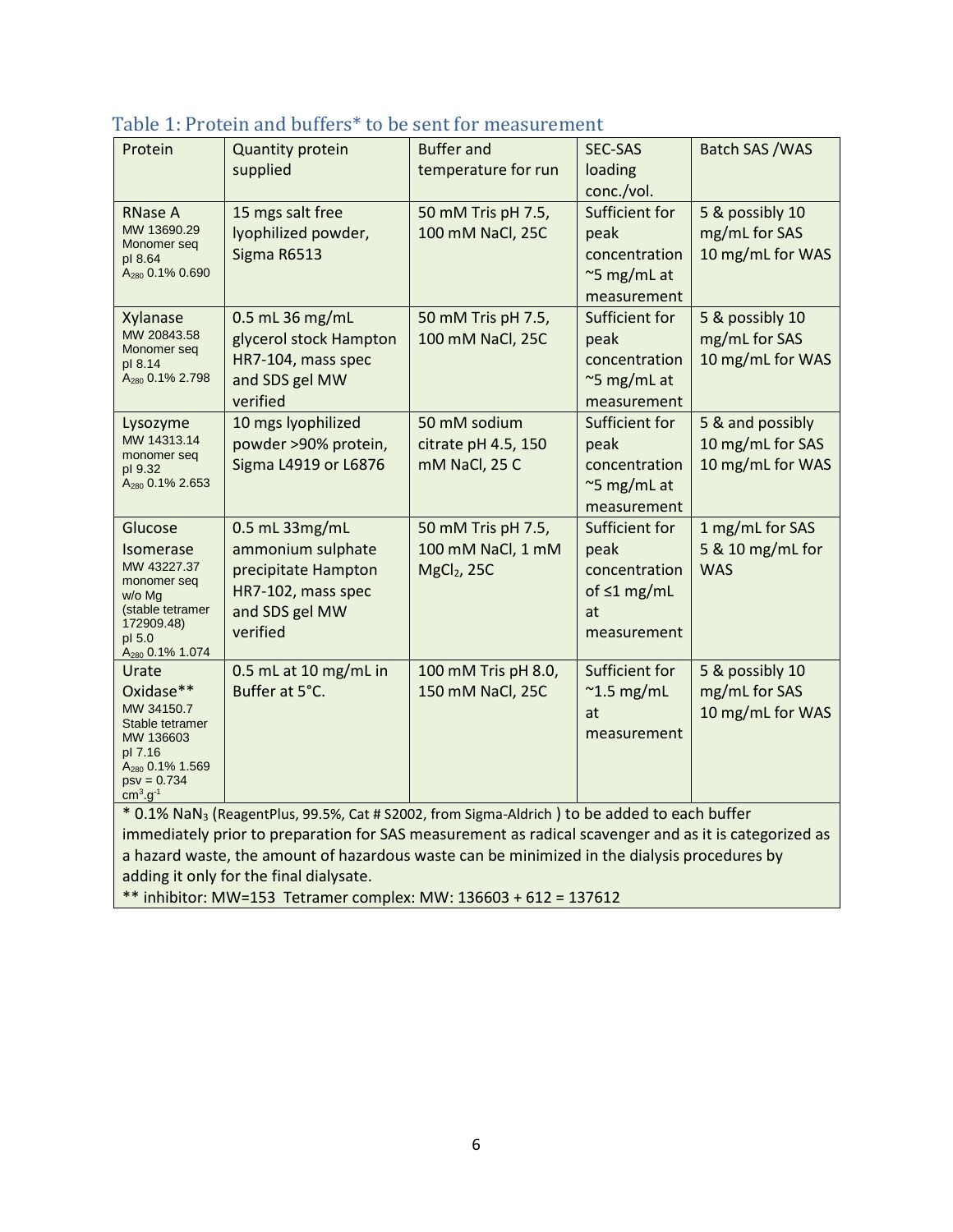## Table 1: Protein and buffers* to be sent for measurement

| Protein | Quantity protein supplied | Buffer and temperature for run | SEC-SAS loading conc./vol. | Batch SAS /WAS |
|---|---|---|---|---|
| RNase A<br>MW 13690.29<br>Monomer seq<br>pI 8.64<br>$A_{280}$ 0.1% 0.690 | 15 mgs salt free lyophilized powder, Sigma R6513 | 50 mM Tris pH 7.5, 100 mM NaCl, 25C | Sufficient for peak concentration ~5 mg/mL at measurement | 5 & possibly 10 mg/mL for SAS<br>10 mg/mL for WAS |
| Xylanase<br>MW 20843.58<br>Monomer seq<br>pI 8.14<br>$A_{280}$ 0.1% 2.798 | 0.5 mL 36 mg/mL glycerol stock Hampton HR7-104, mass spec and SDS gel MW verified | 50 mM Tris pH 7.5, 100 mM NaCl, 25C | Sufficient for peak concentration ~5 mg/mL at measurement | 5 & possibly 10 mg/mL for SAS<br>10 mg/mL for WAS |
| Lysozyme<br>MW 14313.14<br>monomer seq<br>pI 9.32<br>$A_{280}$ 0.1% 2.653 | 10 mgs lyophilized powder >90% protein, Sigma L4919 or L6876 | 50 mM sodium citrate pH 4.5, 150 mM NaCl, 25 C | Sufficient for peak concentration ~5 mg/mL at measurement | 5 & and possibly 10 mg/mL for SAS<br>10 mg/mL for WAS |
| Glucose Isomerase<br>MW 43227.37<br>monomer seq w/o Mg<br>(stable tetramer 172909.48)<br>pI 5.0<br>$A_{280}$ 0.1% 1.074 | 0.5 mL 33mg/mL ammonium sulphate precipitate Hampton HR7-102, mass spec and SDS gel MW verified | 50 mM Tris pH 7.5, 100 mM NaCl, 1 mM $MgCl_2$, 25C | Sufficient for peak concentration of ≤1 mg/mL at measurement | 1 mg/mL for SAS<br>5 & 10 mg/mL for WAS |
| Urate Oxidase**<br>MW 34150.7<br>Stable tetramer<br>MW 136603<br>pI 7.16<br>$A_{280}$ 0.1% 1.569<br>psv = 0.734 $cm^3.g^{-1}$ | 0.5 mL at 10 mg/mL in Buffer at 5°C. | 100 mM Tris pH 8.0, 150 mM NaCl, 25C | Sufficient for ~1.5 mg/mL at measurement | 5 & possibly 10 mg/mL for SAS<br>10 mg/mL for WAS |

\* 0.1% $NaN_3$ (ReagentPlus, 99.5%, Cat # S2002, from Sigma-Aldrich ) to be added to each buffer immediately prior to preparation for SAS measurement as radical scavenger and as it is categorized as a hazard waste, the amount of hazardous waste can be minimized in the dialysis procedures by adding it only for the final dialysate.

** inhibitor: MW=153 Tetramer complex: MW: 136603 + 612 = 137612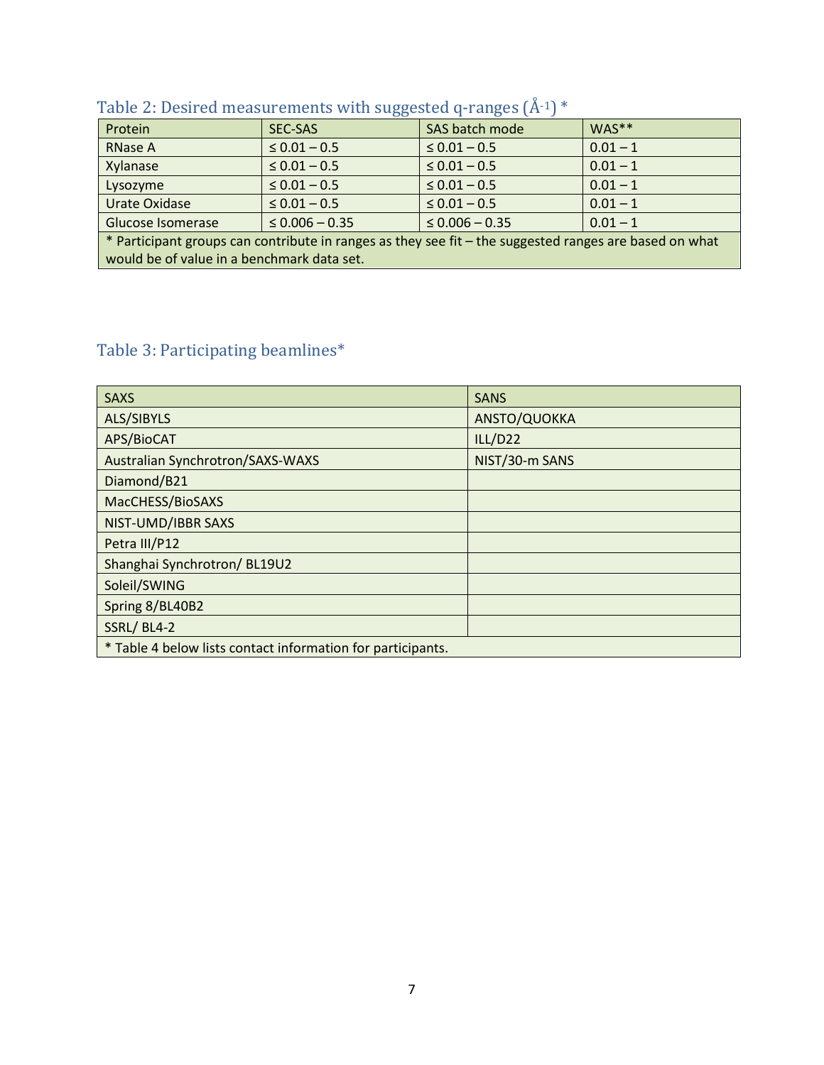### Table 2: Desired measurements with suggested q-ranges ($Å^{-1}$) *

| Protein | SEC-SAS | SAS batch mode | WAS** |
|---|---|---|---|
| RNase A | ≤ 0.01 – 0.5 | ≤ 0.01 – 0.5 | 0.01 – 1 |
| Xylanase | ≤ 0.01 – 0.5 | ≤ 0.01 – 0.5 | 0.01 – 1 |
| Lysozyme | ≤ 0.01 – 0.5 | ≤ 0.01 – 0.5 | 0.01 – 1 |
| Urate Oxidase | ≤ 0.01 – 0.5 | ≤ 0.01 – 0.5 | 0.01 – 1 |
| Glucose Isomerase | ≤ 0.006 – 0.35 | ≤ 0.006 – 0.35 | 0.01 – 1 |
| * Participant groups can contribute in ranges as they see fit – the suggested ranges are based on what would be of value in a benchmark data set. | | | |

### Table 3: Participating beamlines*

| SAXS | SANS |
|---|---|
| ALS/SIBYLS | ANSTO/QUOKKA |
| APS/BioCAT | ILL/D22 |
| Australian Synchrotron/SAXS-WAXS | NIST/30-m SANS |
| Diamond/B21 | |
| MacCHESS/BioSAXS | |
| NIST-UMD/IBBR SAXS | |
| Petra III/P12 | |
| Shanghai Synchrotron/ BL19U2 | |
| Soleil/SWING | |
| Spring 8/BL40B2 | |
| SSRL/ BL4-2 | |
| * Table 4 below lists contact information for participants. | |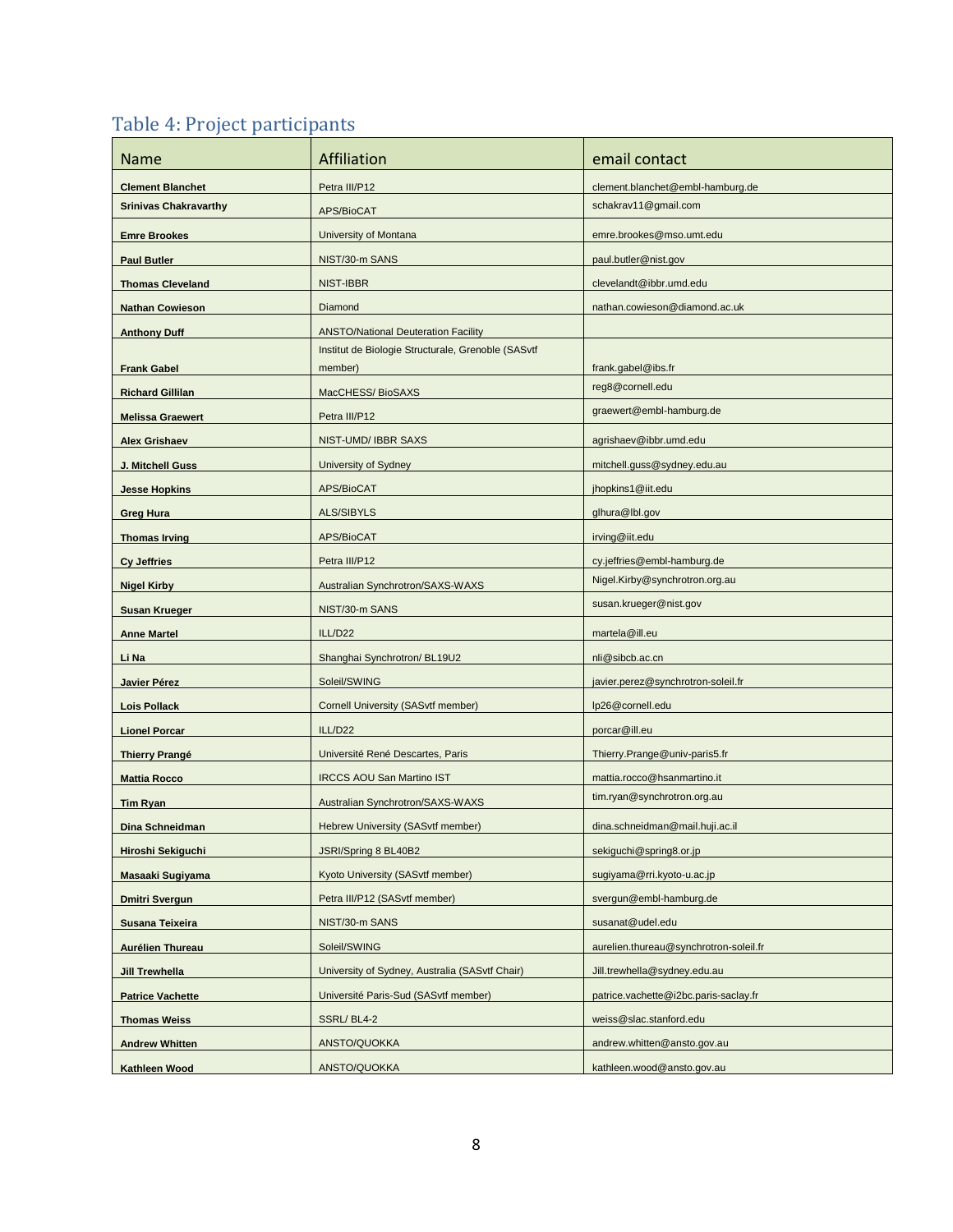## Table 4: Project participants

| Name | Affiliation | email contact |
|---|---|---|
| **Clement Blanchet** | Petra III/P12 | clement.blanchet@embl-hamburg.de |
| **Srinivas Chakravarthy** | APS/BioCAT | schakrav11@gmail.com |
| **Emre Brookes** | University of Montana | emre.brookes@mso.umt.edu |
| **Paul Butler** | NIST/30-m SANS | paul.butler@nist.gov |
| **Thomas Cleveland** | NIST-IBBR | clevelandt@ibbr.umd.edu |
| **Nathan Cowieson** | Diamond | nathan.cowieson@diamond.ac.uk |
| **Anthony Duff** | ANSTO/National Deuteration Facility | |
| **Frank Gabel** | Institut de Biologie Structurale, Grenoble (SASvtf member) | frank.gabel@ibs.fr |
| **Richard Gillilan** | MacCHESS/ BioSAXS | reg8@cornell.edu |
| **Melissa Graewert** | Petra III/P12 | graewert@embl-hamburg.de |
| **Alex Grishaev** | NIST-UMD/ IBBR SAXS | agrishaev@ibbr.umd.edu |
| **J. Mitchell Guss** | University of Sydney | mitchell.guss@sydney.edu.au |
| **Jesse Hopkins** | APS/BioCAT | jhopkins1@iit.edu |
| **Greg Hura** | ALS/SIBYLS | glhura@lbl.gov |
| **Thomas Irving** | APS/BioCAT | irving@iit.edu |
| **Cy Jeffries** | Petra III/P12 | cy.jeffries@embl-hamburg.de |
| **Nigel Kirby** | Australian Synchrotron/SAXS-WAXS | Nigel.Kirby@synchrotron.org.au |
| **Susan Krueger** | NIST/30-m SANS | susan.krueger@nist.gov |
| **Anne Martel** | ILL/D22 | martela@ill.eu |
| **Li Na** | Shanghai Synchrotron/ BL19U2 | nli@sibcb.ac.cn |
| **Javier Pérez** | Soleil/SWING | javier.perez@synchrotron-soleil.fr |
| **Lois Pollack** | Cornell University (SASvtf member) | lp26@cornell.edu |
| **Lionel Porcar** | ILL/D22 | porcar@ill.eu |
| **Thierry Prangé** | Université René Descartes, Paris | Thierry.Prange@univ-paris5.fr |
| **Mattia Rocco** | IRCCS AOU San Martino IST | mattia.rocco@hsanmartino.it |
| **Tim Ryan** | Australian Synchrotron/SAXS-WAXS | tim.ryan@synchrotron.org.au |
| **Dina Schneidman** | Hebrew University (SASvtf member) | dina.schneidman@mail.huji.ac.il |
| **Hiroshi Sekiguchi** | JSRI/Spring 8 BL40B2 | sekiguchi@spring8.or.jp |
| **Masaaki Sugiyama** | Kyoto University (SASvtf member) | sugiyama@rri.kyoto-u.ac.jp |
| **Dmitri Svergun** | Petra III/P12 (SASvtf member) | svergun@embl-hamburg.de |
| **Susana Teixeira** | NIST/30-m SANS | susanat@udel.edu |
| **Aurélien Thureau** | Soleil/SWING | aurelien.thureau@synchrotron-soleil.fr |
| **Jill Trewhella** | University of Sydney, Australia (SASvtf Chair) | Jill.trewhella@sydney.edu.au |
| **Patrice Vachette** | Université Paris-Sud (SASvtf member) | patrice.vachette@i2bc.paris-saclay.fr |
| **Thomas Weiss** | SSRL/ BL4-2 | weiss@slac.stanford.edu |
| **Andrew Whitten** | ANSTO/QUOKKA | andrew.whitten@ansto.gov.au |
| **Kathleen Wood** | ANSTO/QUOKKA | kathleen.wood@ansto.gov.au |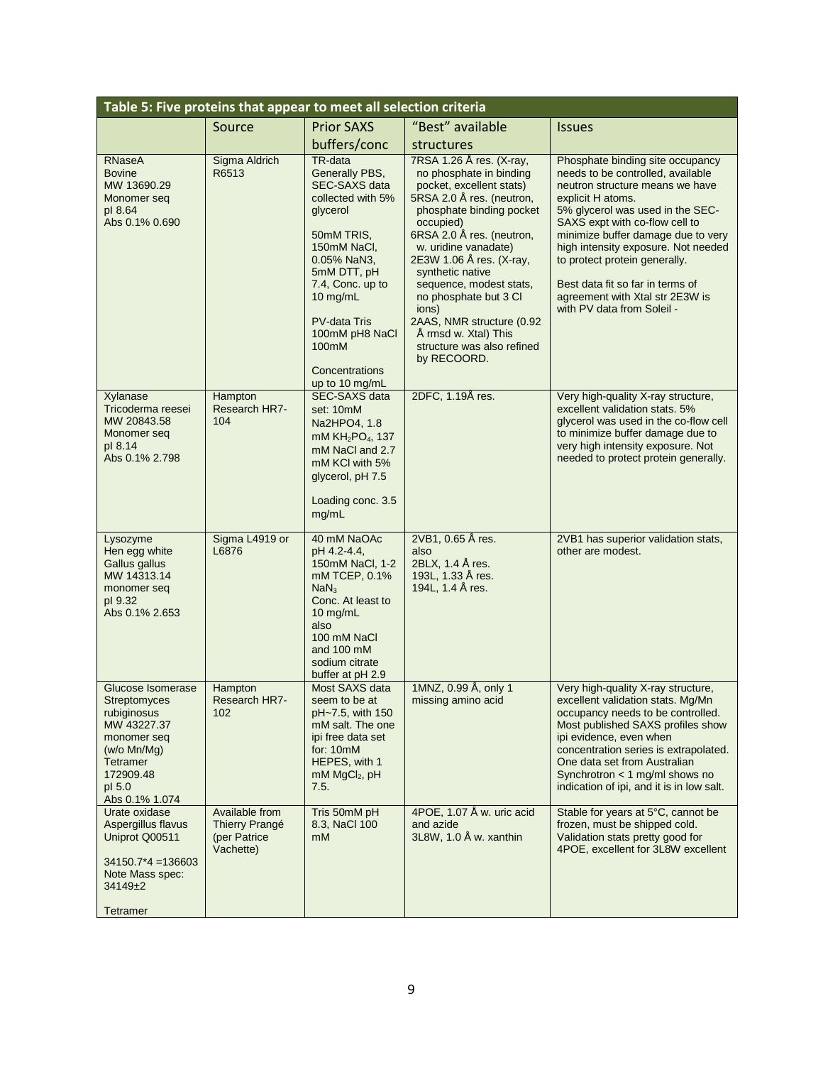| Table 5: Five proteins that appear to meet all selection criteria | | | | |
|---|---|---|---|---|
| | Source | Prior SAXS buffers/conc | "Best" available structures | Issues |
| RNaseA<br>Bovine<br>MW 13690.29<br>Monomer seq<br>pI 8.64<br>Abs 0.1% 0.690 | Sigma Aldrich R6513 | TR-data<br>Generally PBS, SEC-SAXS data collected with 5% glycerol<br><br>50mM TRIS, 150mM NaCl, 0.05% NaN3, 5mM DTT, pH 7.4, Conc. up to 10 mg/mL<br><br>PV-data Tris 100mM pH8 NaCl 100mM<br><br>Concentrations up to 10 mg/mL | 7RSA 1.26 Å res. (X-ray, no phosphate in binding pocket, excellent stats)<br>5RSA 2.0 Å res. (neutron, phosphate binding pocket occupied)<br>6RSA 2.0 Å res. (neutron, w. uridine vanadate)<br>2E3W 1.06 Å res. (X-ray, synthetic native sequence, modest stats, no phosphate but 3 Cl ions)<br>2AAS, NMR structure (0.92 Å rmsd w. Xtal) This structure was also refined by RECOORD. | Phosphate binding site occupancy needs to be controlled, available neutron structure means we have explicit H atoms.<br>5% glycerol was used in the SEC-SAXS expt with co-flow cell to minimize buffer damage due to very high intensity exposure. Not needed to protect protein generally.<br><br>Best data fit so far in terms of agreement with Xtal str 2E3W is with PV data from Soleil - |
| Xylanase<br>Tricoderma reesei<br>MW 20843.58<br>Monomer seq<br>pI 8.14<br>Abs 0.1% 2.798 | Hampton Research HR7-104 | SEC-SAXS data set: 10mM Na2HPO4, 1.8 mM $KH_2PO_4$, 137 mM NaCl and 2.7 mM KCl with 5% glycerol, pH 7.5<br><br>Loading conc. 3.5 mg/mL | 2DFC, 1.19Å res. | Very high-quality X-ray structure, excellent validation stats. 5% glycerol was used in the co-flow cell to minimize buffer damage due to very high intensity exposure. Not needed to protect protein generally. |
| Lysozyme<br>Hen egg white<br>Gallus gallus<br>MW 14313.14<br>monomer seq<br>pI 9.32<br>Abs 0.1% 2.653 | Sigma L4919 or L6876 | 40 mM NaOAc pH 4.2-4.4, 150mM NaCl, 1-2 mM TCEP, 0.1% $NaN_3$<br>Conc. At least to 10 mg/mL<br>also<br>100 mM NaCl and 100 mM sodium citrate buffer at pH 2.9 | 2VB1, 0.65 Å res.<br>also<br>2BLX, 1.4 Å res.<br>193L, 1.33 Å res.<br>194L, 1.4 Å res. | 2VB1 has superior validation stats, other are modest. |
| Glucose Isomerase<br>Streptomyces rubiginosus<br>MW 43227.37<br>monomer seq (w/o Mn/Mg)<br>Tetramer<br>172909.48<br>pI 5.0<br>Abs 0.1% 1.074 | Hampton Research HR7-102 | Most SAXS data seem to be at pH~7.5, with 150 mM salt. The one ipi free data set for: 10mM HEPES, with 1 mM $MgCl_2$, pH 7.5. | 1MNZ, 0.99 Å, only 1 missing amino acid | Very high-quality X-ray structure, excellent validation stats. Mg/Mn occupancy needs to be controlled. Most published SAXS profiles show ipi evidence, even when concentration series is extrapolated. One data set from Australian Synchrotron < 1 mg/ml shows no indication of ipi, and it is in low salt. |
| Urate oxidase<br>Aspergillus flavus<br>Uniprot Q00511<br><br>34150.7*4 =136603<br>Note Mass spec: 34149±2<br><br>Tetramer | Available from Thierry Prangé (per Patrice Vachette) | Tris 50mM pH 8.3, NaCl 100 mM | 4POE, 1.07 Å w. uric acid and azide<br>3L8W, 1.0 Å w. xanthin | Stable for years at 5°C, cannot be frozen, must be shipped cold. Validation stats pretty good for 4POE, excellent for 3L8W excellent |